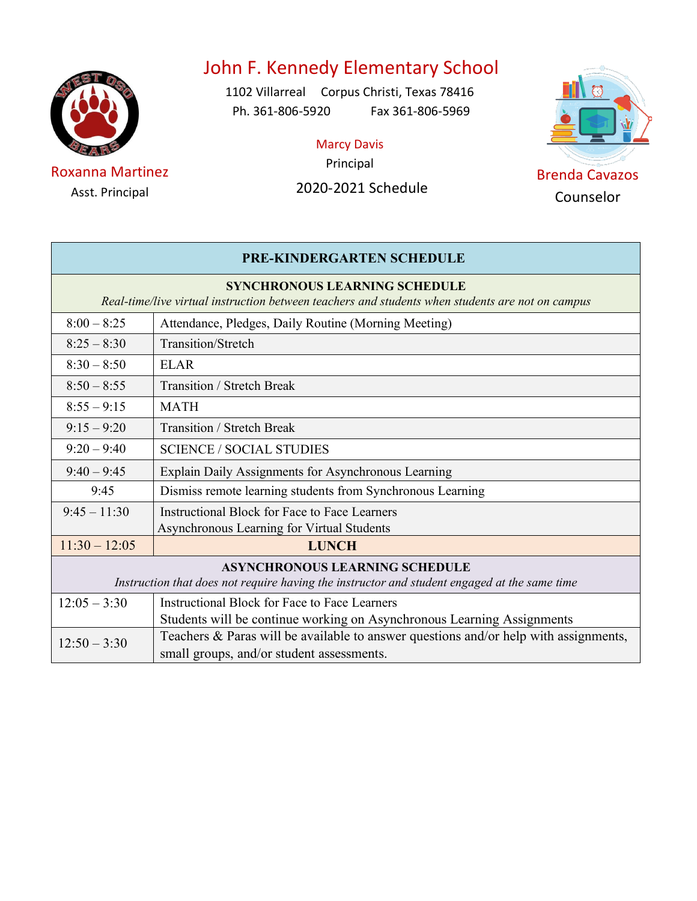# John F. Kennedy Elementary School

1102 Villarreal Corpus Christi, Texas 78416

Ph. 361-806-5920 Fax 361-806-5969

Marcy Davis
Principal

Roxanna Martinez
Asst. Principal

Brenda Cavazos
Counselor

2020-2021 Schedule

| PRE-KINDERGARTEN SCHEDULE | |
|---|---|
| **SYNCHRONOUS LEARNING SCHEDULE** *Real-time/live virtual instruction between teachers and students when students are not on campus* | |
| 8:00 – 8:25 | Attendance, Pledges, Daily Routine (Morning Meeting) |
| 8:25 – 8:30 | Transition/Stretch |
| 8:30 – 8:50 | ELAR |
| 8:50 – 8:55 | Transition / Stretch Break |
| 8:55 – 9:15 | MATH |
| 9:15 – 9:20 | Transition / Stretch Break |
| 9:20 – 9:40 | SCIENCE / SOCIAL STUDIES |
| 9:40 – 9:45 | Explain Daily Assignments for Asynchronous Learning |
| 9:45 | Dismiss remote learning students from Synchronous Learning |
| 9:45 – 11:30 | Instructional Block for Face to Face Learners<br>Asynchronous Learning for Virtual Students |
| 11:30 – 12:05 | **LUNCH** |
| **ASYNCHRONOUS LEARNING SCHEDULE** *Instruction that does not require having the instructor and student engaged at the same time* | |
| 12:05 – 3:30 | Instructional Block for Face to Face Learners<br>Students will be continue working on Asynchronous Learning Assignments |
| 12:50 – 3:30 | Teachers & Paras will be available to answer questions and/or help with assignments, small groups, and/or student assessments. |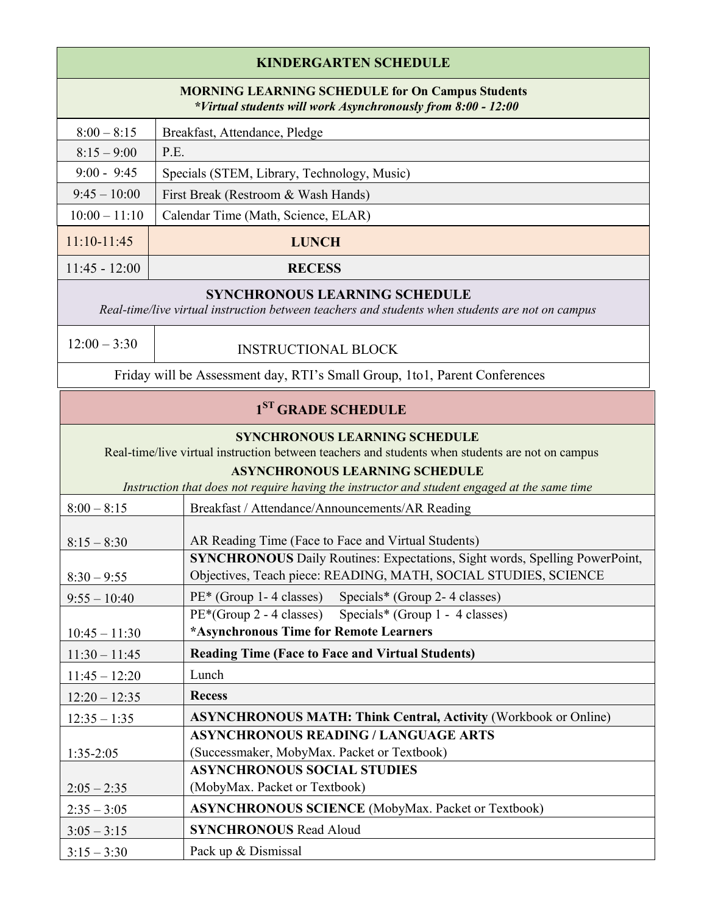| KINDERGARTEN SCHEDULE | |
|---|---|
| **MORNING LEARNING SCHEDULE for On Campus Students** *\*Virtual students will work Asynchronously from 8:00 - 12:00* | |
| 8:00 – 8:15 | Breakfast, Attendance, Pledge |
| 8:15 – 9:00 | P.E. |
| 9:00 - 9:45 | Specials (STEM, Library, Technology, Music) |
| 9:45 – 10:00 | First Break (Restroom & Wash Hands) |
| 10:00 – 11:10 | Calendar Time (Math, Science, ELAR) |
| 11:10-11:45 | **LUNCH** |
| 11:45 - 12:00 | **RECESS** |
| **SYNCHRONOUS LEARNING SCHEDULE** *Real-time/live virtual instruction between teachers and students when students are not on campus* | |
| 12:00 – 3:30 | INSTRUCTIONAL BLOCK |
| Friday will be Assessment day, RTI's Small Group, 1to1, Parent Conferences | |

| 1ST GRADE SCHEDULE | |
|---|---|
| **SYNCHRONOUS LEARNING SCHEDULE** Real-time/live virtual instruction between teachers and students when students are not on campus **ASYNCHRONOUS LEARNING SCHEDULE** *Instruction that does not require having the instructor and student engaged at the same time* | |
| 8:00 – 8:15 | Breakfast / Attendance/Announcements/AR Reading |
| 8:15 – 8:30 | AR Reading Time (Face to Face and Virtual Students) |
| 8:30 – 9:55 | **SYNCHRONOUS** Daily Routines: Expectations, Sight words, Spelling PowerPoint, Objectives, Teach piece: READING, MATH, SOCIAL STUDIES, SCIENCE |
| 9:55 – 10:40 | PE* (Group 1- 4 classes) Specials* (Group 2- 4 classes) |
| 10:45 – 11:30 | PE*(Group 2 - 4 classes) Specials* (Group 1 - 4 classes) **\*Asynchronous Time for Remote Learners** |
| 11:30 – 11:45 | **Reading Time (Face to Face and Virtual Students)** |
| 11:45 – 12:20 | Lunch |
| 12:20 – 12:35 | **Recess** |
| 12:35 – 1:35 | **ASYNCHRONOUS MATH: Think Central, Activity** (Workbook or Online) |
| 1:35-2:05 | **ASYNCHRONOUS READING / LANGUAGE ARTS** (Successmaker, MobyMax. Packet or Textbook) |
| 2:05 – 2:35 | **ASYNCHRONOUS SOCIAL STUDIES** (MobyMax. Packet or Textbook) |
| 2:35 – 3:05 | **ASYNCHRONOUS SCIENCE** (MobyMax. Packet or Textbook) |
| 3:05 – 3:15 | **SYNCHRONOUS** Read Aloud |
| 3:15 – 3:30 | Pack up & Dismissal |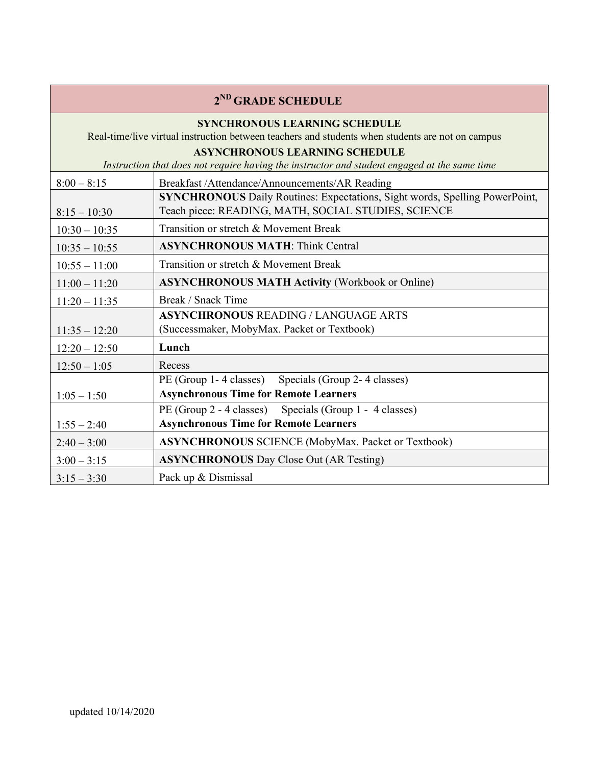## 2[ND] GRADE SCHEDULE

**SYNCHRONOUS LEARNING SCHEDULE**

Real-time/live virtual instruction between teachers and students when students are not on campus

**ASYNCHRONOUS LEARNING SCHEDULE**

*Instruction that does not require having the instructor and student engaged at the same time*

| | |
|---|---|
| 8:00 – 8:15 | Breakfast /Attendance/Announcements/AR Reading |
| 8:15 – 10:30 | **SYNCHRONOUS** Daily Routines: Expectations, Sight words, Spelling PowerPoint, Teach piece: READING, MATH, SOCIAL STUDIES, SCIENCE |
| 10:30 – 10:35 | Transition or stretch & Movement Break |
| 10:35 – 10:55 | **ASYNCHRONOUS MATH**: Think Central |
| 10:55 – 11:00 | Transition or stretch & Movement Break |
| 11:00 – 11:20 | **ASYNCHRONOUS MATH Activity** (Workbook or Online) |
| 11:20 – 11:35 | Break / Snack Time |
| 11:35 – 12:20 | **ASYNCHRONOUS** READING / LANGUAGE ARTS (Successmaker, MobyMax. Packet or Textbook) |
| 12:20 – 12:50 | **Lunch** |
| 12:50 – 1:05 | Recess |
| 1:05 – 1:50 | PE (Group 1- 4 classes) Specials (Group 2- 4 classes) **Asynchronous Time for Remote Learners** |
| 1:55 – 2:40 | PE (Group 2 - 4 classes) Specials (Group 1 - 4 classes) **Asynchronous Time for Remote Learners** |
| 2:40 – 3:00 | **ASYNCHRONOUS** SCIENCE (MobyMax. Packet or Textbook) |
| 3:00 – 3:15 | **ASYNCHRONOUS** Day Close Out (AR Testing) |
| 3:15 – 3:30 | Pack up & Dismissal |

updated 10/14/2020